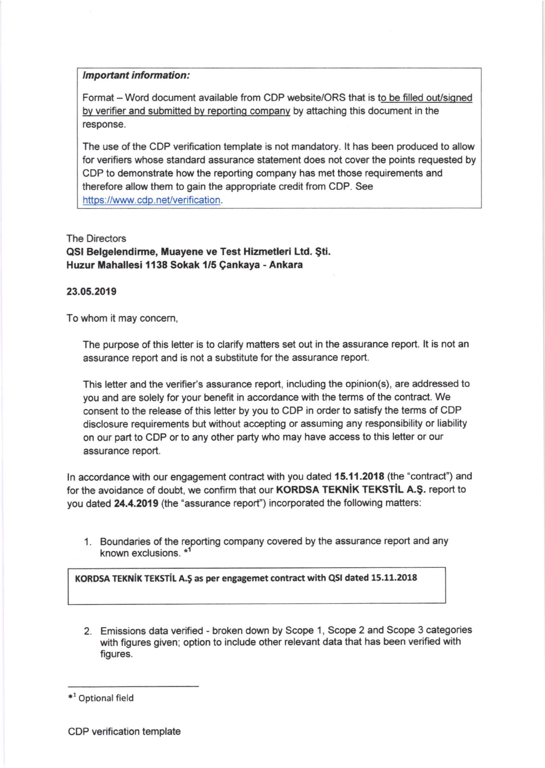> ***Important information:***
>
> Format – Word document available from CDP website/ORS that is to be filled out/signed by verifier and submitted by reporting company by attaching this document in the response.
>
> The use of the CDP verification template is not mandatory. It has been produced to allow for verifiers whose standard assurance statement does not cover the points requested by CDP to demonstrate how the reporting company has met those requirements and therefore allow them to gain the appropriate credit from CDP. See https://www.cdp.net/verification.

The Directors
**QSI Belgelendirme, Muayene ve Test Hizmetleri Ltd. Şti.**
**Huzur Mahallesi 1138 Sokak 1/5 Çankaya - Ankara**

**23.05.2019**

To whom it may concern,

The purpose of this letter is to clarify matters set out in the assurance report. It is not an assurance report and is not a substitute for the assurance report.

This letter and the verifier's assurance report, including the opinion(s), are addressed to you and are solely for your benefit in accordance with the terms of the contract. We consent to the release of this letter by you to CDP in order to satisfy the terms of CDP disclosure requirements but without accepting or assuming any responsibility or liability on our part to CDP or to any other party who may have access to this letter or our assurance report.

In accordance with our engagement contract with you dated **15.11.2018** (the "contract") and for the avoidance of doubt, we confirm that our **KORDSA TEKNİK TEKSTİL A.Ş.** report to you dated **24.4.2019** (the "assurance report") incorporated the following matters:

1. Boundaries of the reporting company covered by the assurance report and any known exclusions. *[1]

| **KORDSA TEKNİK TEKSTİL A.Ş as per engagemet contract with QSI dated 15.11.2018** |
|---|

2. Emissions data verified - broken down by Scope 1, Scope 2 and Scope 3 categories with figures given; option to include other relevant data that has been verified with figures.

*[1] Optional field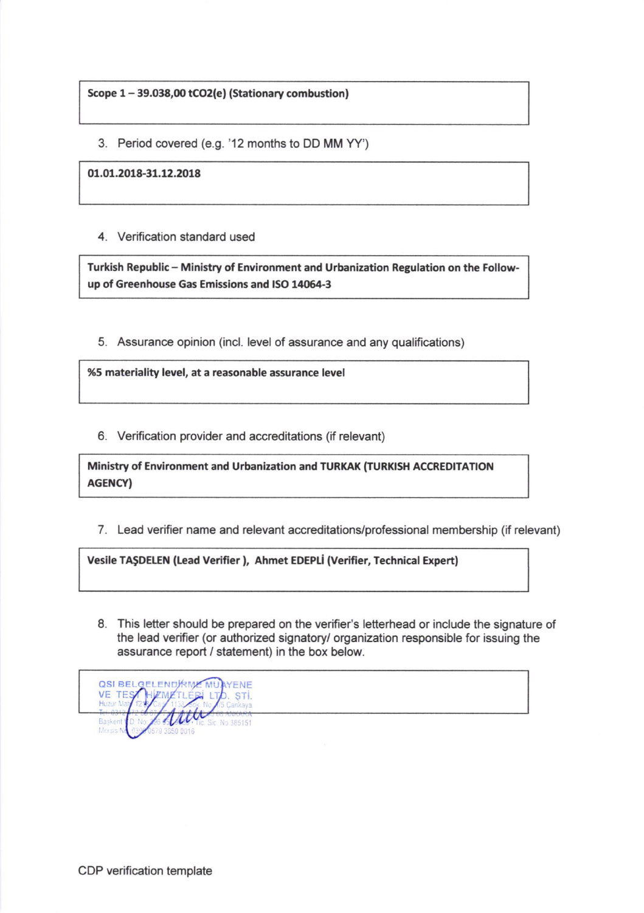**Scope 1 – 39.038,00 tCO2(e) (Stationary combustion)**

3. Period covered (e.g. '12 months to DD MM YY')

**01.01.2018-31.12.2018**

4. Verification standard used

**Turkish Republic – Ministry of Environment and Urbanization Regulation on the Follow-up of Greenhouse Gas Emissions and ISO 14064-3**

5. Assurance opinion (incl. level of assurance and any qualifications)

**%5 materiality level, at a reasonable assurance level**

6. Verification provider and accreditations (if relevant)

**Ministry of Environment and Urbanization and TURKAK (TURKISH ACCREDITATION AGENCY)**

7. Lead verifier name and relevant accreditations/professional membership (if relevant)

**Vesile TAŞDELEN (Lead Verifier ), Ahmet EDEPLİ (Verifier, Technical Expert)**

8. This letter should be prepared on the verifier's letterhead or include the signature of the lead verifier (or authorized signatory/ organization responsible for issuing the assurance report / statement) in the box below.

QSI BELGELENDİRME MUAYENE VE TEST HİZMETLERİ LTD. ŞTİ.
Huzur Mah. 1214. Cad. 1133. Sok. No: 5 Çankaya
Tel: 0312 472 66 67 ... 06 ANKARA
Başkent V.D. No: 736 ... Tic. Sic. No 385151
Mersis No: 0736 0579 3550 0016

CDP verification template